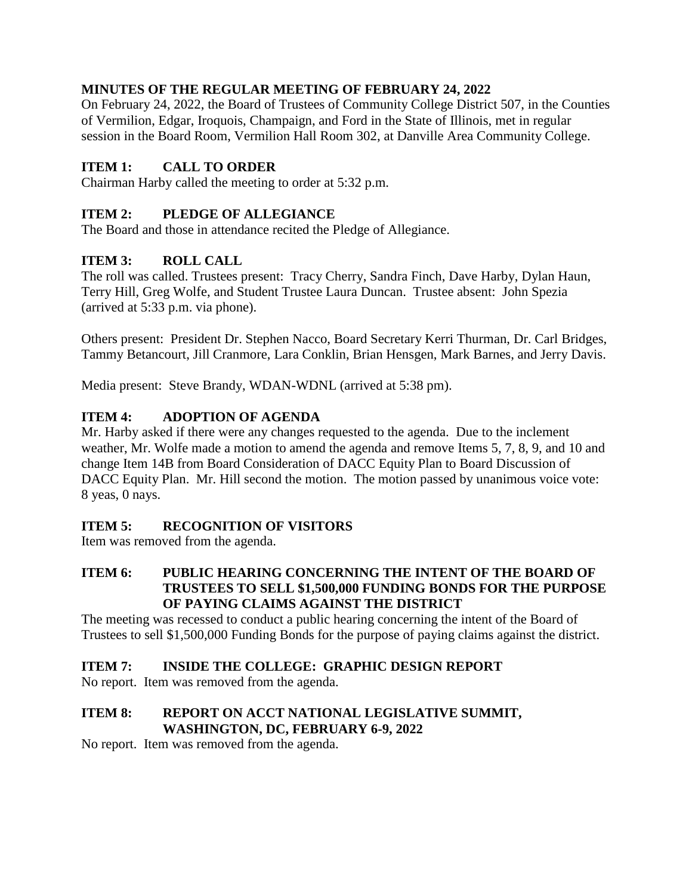## MINUTES OF THE REGULAR MEETING OF FEBRUARY 24, 2022

On February 24, 2022, the Board of Trustees of Community College District 507, in the Counties of Vermilion, Edgar, Iroquois, Champaign, and Ford in the State of Illinois, met in regular session in the Board Room, Vermilion Hall Room 302, at Danville Area Community College.

### ITEM 1: CALL TO ORDER

Chairman Harby called the meeting to order at 5:32 p.m.

### ITEM 2: PLEDGE OF ALLEGIANCE

The Board and those in attendance recited the Pledge of Allegiance.

### ITEM 3: ROLL CALL

The roll was called. Trustees present: Tracy Cherry, Sandra Finch, Dave Harby, Dylan Haun, Terry Hill, Greg Wolfe, and Student Trustee Laura Duncan. Trustee absent: John Spezia (arrived at 5:33 p.m. via phone).

Others present: President Dr. Stephen Nacco, Board Secretary Kerri Thurman, Dr. Carl Bridges, Tammy Betancourt, Jill Cranmore, Lara Conklin, Brian Hensgen, Mark Barnes, and Jerry Davis.

Media present: Steve Brandy, WDAN-WDNL (arrived at 5:38 pm).

### ITEM 4: ADOPTION OF AGENDA

Mr. Harby asked if there were any changes requested to the agenda. Due to the inclement weather, Mr. Wolfe made a motion to amend the agenda and remove Items 5, 7, 8, 9, and 10 and change Item 14B from Board Consideration of DACC Equity Plan to Board Discussion of DACC Equity Plan. Mr. Hill second the motion. The motion passed by unanimous voice vote: 8 yeas, 0 nays.

### ITEM 5: RECOGNITION OF VISITORS

Item was removed from the agenda.

### ITEM 6: PUBLIC HEARING CONCERNING THE INTENT OF THE BOARD OF TRUSTEES TO SELL $1,500,000 FUNDING BONDS FOR THE PURPOSE OF PAYING CLAIMS AGAINST THE DISTRICT

The meeting was recessed to conduct a public hearing concerning the intent of the Board of Trustees to sell $1,500,000 Funding Bonds for the purpose of paying claims against the district.

### ITEM 7: INSIDE THE COLLEGE: GRAPHIC DESIGN REPORT

No report. Item was removed from the agenda.

### ITEM 8: REPORT ON ACCT NATIONAL LEGISLATIVE SUMMIT, WASHINGTON, DC, FEBRUARY 6-9, 2022

No report. Item was removed from the agenda.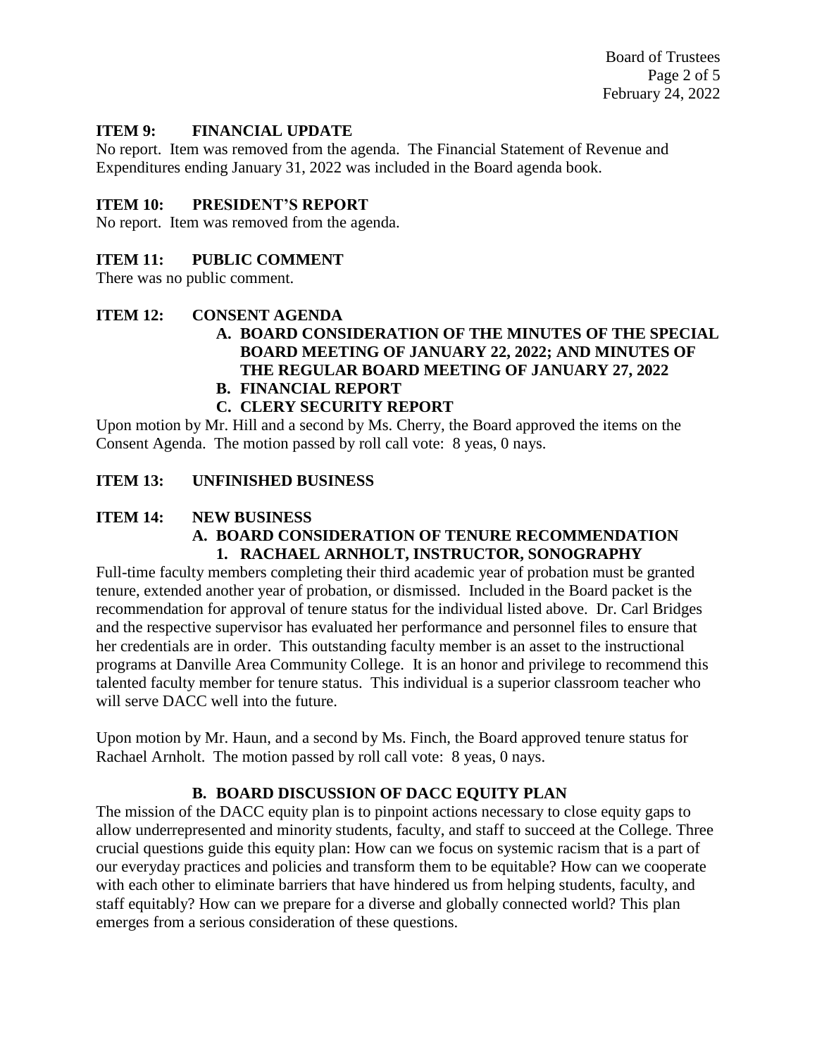**ITEM 9: FINANCIAL UPDATE**

No report. Item was removed from the agenda. The Financial Statement of Revenue and Expenditures ending January 31, 2022 was included in the Board agenda book.

**ITEM 10: PRESIDENT'S REPORT**

No report. Item was removed from the agenda.

**ITEM 11: PUBLIC COMMENT**

There was no public comment.

**ITEM 12: CONSENT AGENDA**

**A. BOARD CONSIDERATION OF THE MINUTES OF THE SPECIAL BOARD MEETING OF JANUARY 22, 2022; AND MINUTES OF THE REGULAR BOARD MEETING OF JANUARY 27, 2022**

**B. FINANCIAL REPORT**

**C. CLERY SECURITY REPORT**

Upon motion by Mr. Hill and a second by Ms. Cherry, the Board approved the items on the Consent Agenda. The motion passed by roll call vote: 8 yeas, 0 nays.

**ITEM 13: UNFINISHED BUSINESS**

**ITEM 14: NEW BUSINESS**

**A. BOARD CONSIDERATION OF TENURE RECOMMENDATION**

**1. RACHAEL ARNHOLT, INSTRUCTOR, SONOGRAPHY**

Full-time faculty members completing their third academic year of probation must be granted tenure, extended another year of probation, or dismissed. Included in the Board packet is the recommendation for approval of tenure status for the individual listed above. Dr. Carl Bridges and the respective supervisor has evaluated her performance and personnel files to ensure that her credentials are in order. This outstanding faculty member is an asset to the instructional programs at Danville Area Community College. It is an honor and privilege to recommend this talented faculty member for tenure status. This individual is a superior classroom teacher who will serve DACC well into the future.

Upon motion by Mr. Haun, and a second by Ms. Finch, the Board approved tenure status for Rachael Arnholt. The motion passed by roll call vote: 8 yeas, 0 nays.

**B. BOARD DISCUSSION OF DACC EQUITY PLAN**

The mission of the DACC equity plan is to pinpoint actions necessary to close equity gaps to allow underrepresented and minority students, faculty, and staff to succeed at the College. Three crucial questions guide this equity plan: How can we focus on systemic racism that is a part of our everyday practices and policies and transform them to be equitable? How can we cooperate with each other to eliminate barriers that have hindered us from helping students, faculty, and staff equitably? How can we prepare for a diverse and globally connected world? This plan emerges from a serious consideration of these questions.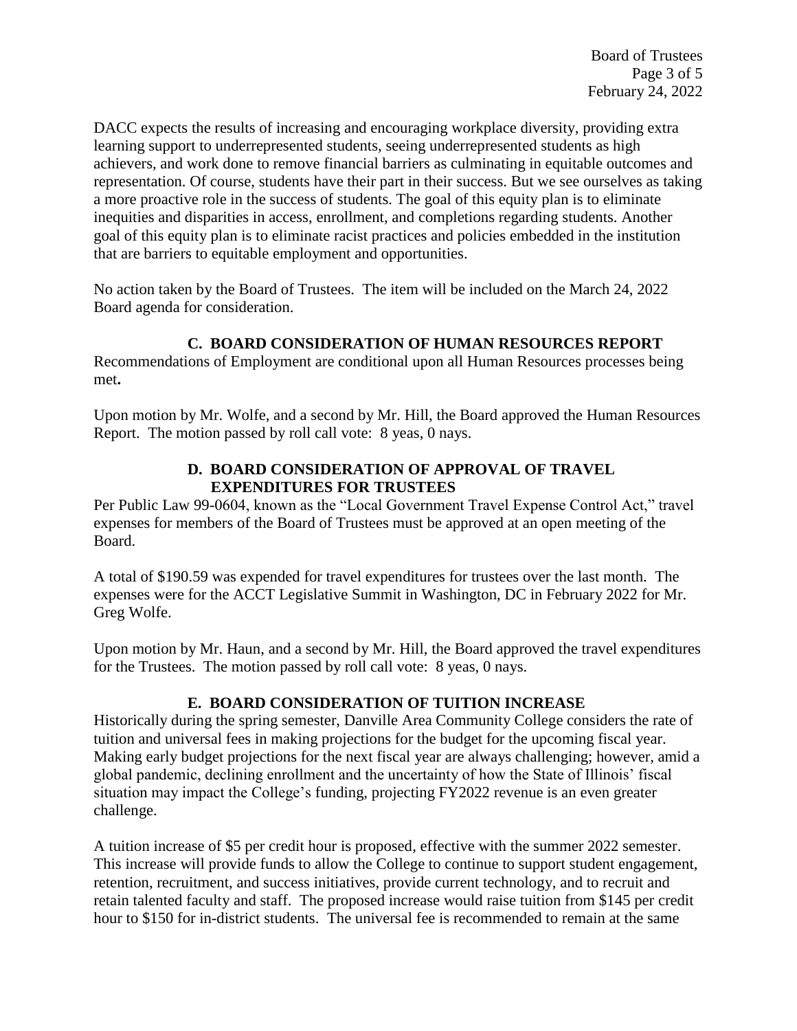DACC expects the results of increasing and encouraging workplace diversity, providing extra learning support to underrepresented students, seeing underrepresented students as high achievers, and work done to remove financial barriers as culminating in equitable outcomes and representation. Of course, students have their part in their success. But we see ourselves as taking a more proactive role in the success of students. The goal of this equity plan is to eliminate inequities and disparities in access, enrollment, and completions regarding students. Another goal of this equity plan is to eliminate racist practices and policies embedded in the institution that are barriers to equitable employment and opportunities.

No action taken by the Board of Trustees. The item will be included on the March 24, 2022 Board agenda for consideration.

### C. BOARD CONSIDERATION OF HUMAN RESOURCES REPORT

Recommendations of Employment are conditional upon all Human Resources processes being met**.**

Upon motion by Mr. Wolfe, and a second by Mr. Hill, the Board approved the Human Resources Report. The motion passed by roll call vote: 8 yeas, 0 nays.

### D. BOARD CONSIDERATION OF APPROVAL OF TRAVEL EXPENDITURES FOR TRUSTEES

Per Public Law 99-0604, known as the "Local Government Travel Expense Control Act," travel expenses for members of the Board of Trustees must be approved at an open meeting of the Board.

A total of $190.59 was expended for travel expenditures for trustees over the last month. The expenses were for the ACCT Legislative Summit in Washington, DC in February 2022 for Mr. Greg Wolfe.

Upon motion by Mr. Haun, and a second by Mr. Hill, the Board approved the travel expenditures for the Trustees. The motion passed by roll call vote: 8 yeas, 0 nays.

### E. BOARD CONSIDERATION OF TUITION INCREASE

Historically during the spring semester, Danville Area Community College considers the rate of tuition and universal fees in making projections for the budget for the upcoming fiscal year. Making early budget projections for the next fiscal year are always challenging; however, amid a global pandemic, declining enrollment and the uncertainty of how the State of Illinois' fiscal situation may impact the College's funding, projecting FY2022 revenue is an even greater challenge.

A tuition increase of $5 per credit hour is proposed, effective with the summer 2022 semester. This increase will provide funds to allow the College to continue to support student engagement, retention, recruitment, and success initiatives, provide current technology, and to recruit and retain talented faculty and staff. The proposed increase would raise tuition from $145 per credit hour to $150 for in-district students. The universal fee is recommended to remain at the same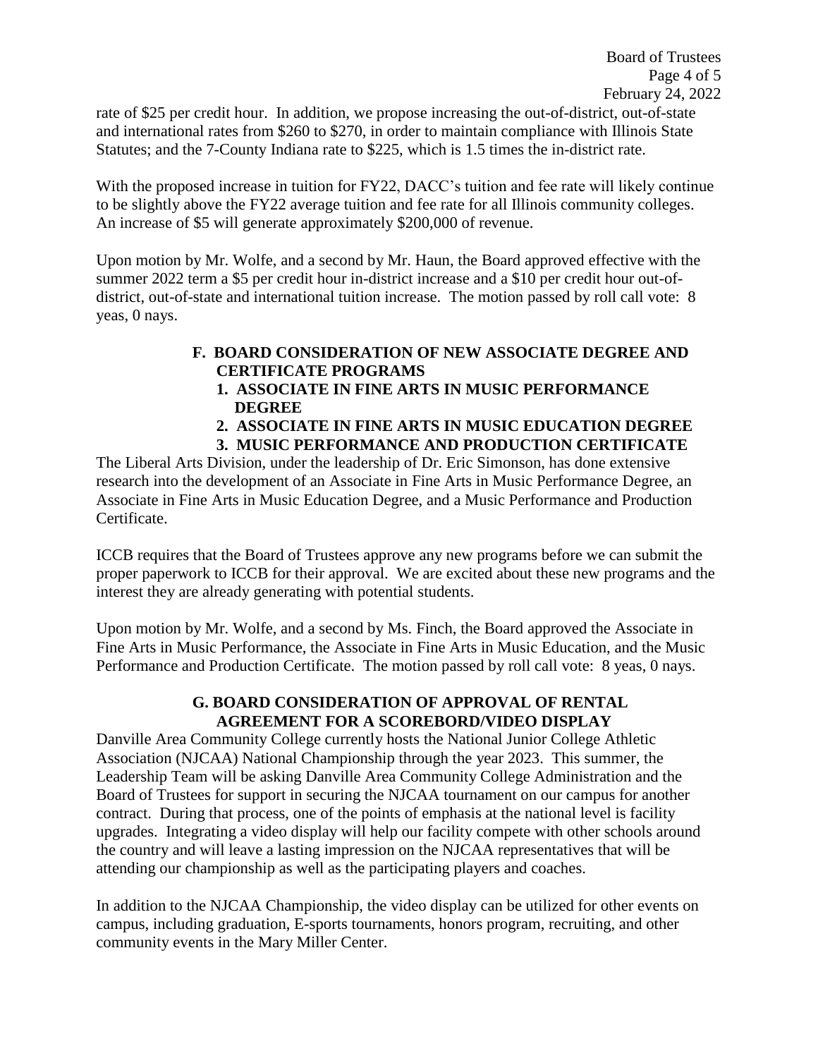rate of $25 per credit hour. In addition, we propose increasing the out-of-district, out-of-state and international rates from $260 to $270, in order to maintain compliance with Illinois State Statutes; and the 7-County Indiana rate to $225, which is 1.5 times the in-district rate.

With the proposed increase in tuition for FY22, DACC's tuition and fee rate will likely continue to be slightly above the FY22 average tuition and fee rate for all Illinois community colleges. An increase of $5 will generate approximately $200,000 of revenue.

Upon motion by Mr. Wolfe, and a second by Mr. Haun, the Board approved effective with the summer 2022 term a $5 per credit hour in-district increase and a $10 per credit hour out-of-district, out-of-state and international tuition increase. The motion passed by roll call vote: 8 yeas, 0 nays.

### F. BOARD CONSIDERATION OF NEW ASSOCIATE DEGREE AND CERTIFICATE PROGRAMS

1. **ASSOCIATE IN FINE ARTS IN MUSIC PERFORMANCE DEGREE**
2. **ASSOCIATE IN FINE ARTS IN MUSIC EDUCATION DEGREE**
3. **MUSIC PERFORMANCE AND PRODUCTION CERTIFICATE**

The Liberal Arts Division, under the leadership of Dr. Eric Simonson, has done extensive research into the development of an Associate in Fine Arts in Music Performance Degree, an Associate in Fine Arts in Music Education Degree, and a Music Performance and Production Certificate.

ICCB requires that the Board of Trustees approve any new programs before we can submit the proper paperwork to ICCB for their approval. We are excited about these new programs and the interest they are already generating with potential students.

Upon motion by Mr. Wolfe, and a second by Ms. Finch, the Board approved the Associate in Fine Arts in Music Performance, the Associate in Fine Arts in Music Education, and the Music Performance and Production Certificate. The motion passed by roll call vote: 8 yeas, 0 nays.

### G. BOARD CONSIDERATION OF APPROVAL OF RENTAL AGREEMENT FOR A SCOREBORD/VIDEO DISPLAY

Danville Area Community College currently hosts the National Junior College Athletic Association (NJCAA) National Championship through the year 2023. This summer, the Leadership Team will be asking Danville Area Community College Administration and the Board of Trustees for support in securing the NJCAA tournament on our campus for another contract. During that process, one of the points of emphasis at the national level is facility upgrades. Integrating a video display will help our facility compete with other schools around the country and will leave a lasting impression on the NJCAA representatives that will be attending our championship as well as the participating players and coaches.

In addition to the NJCAA Championship, the video display can be utilized for other events on campus, including graduation, E-sports tournaments, honors program, recruiting, and other community events in the Mary Miller Center.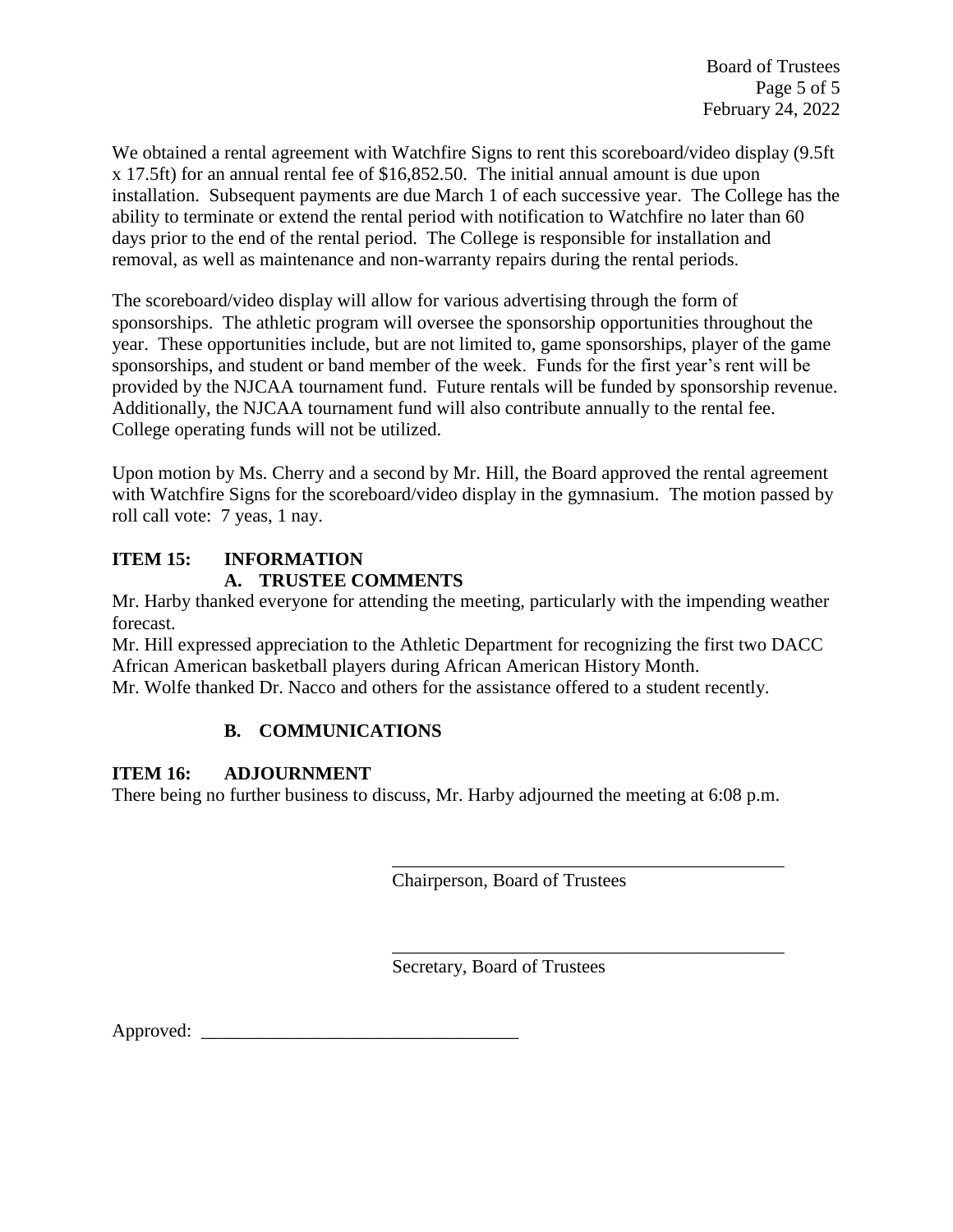We obtained a rental agreement with Watchfire Signs to rent this scoreboard/video display (9.5ft x 17.5ft) for an annual rental fee of $16,852.50. The initial annual amount is due upon installation. Subsequent payments are due March 1 of each successive year. The College has the ability to terminate or extend the rental period with notification to Watchfire no later than 60 days prior to the end of the rental period. The College is responsible for installation and removal, as well as maintenance and non-warranty repairs during the rental periods.

The scoreboard/video display will allow for various advertising through the form of sponsorships. The athletic program will oversee the sponsorship opportunities throughout the year. These opportunities include, but are not limited to, game sponsorships, player of the game sponsorships, and student or band member of the week. Funds for the first year's rent will be provided by the NJCAA tournament fund. Future rentals will be funded by sponsorship revenue. Additionally, the NJCAA tournament fund will also contribute annually to the rental fee. College operating funds will not be utilized.

Upon motion by Ms. Cherry and a second by Mr. Hill, the Board approved the rental agreement with Watchfire Signs for the scoreboard/video display in the gymnasium. The motion passed by roll call vote: 7 yeas, 1 nay.

## ITEM 15: INFORMATION

### A. TRUSTEE COMMENTS

Mr. Harby thanked everyone for attending the meeting, particularly with the impending weather forecast.
Mr. Hill expressed appreciation to the Athletic Department for recognizing the first two DACC African American basketball players during African American History Month.
Mr. Wolfe thanked Dr. Nacco and others for the assistance offered to a student recently.

### B. COMMUNICATIONS

## ITEM 16: ADJOURNMENT

There being no further business to discuss, Mr. Harby adjourned the meeting at 6:08 p.m.

\_\_\_\_\_\_\_\_\_\_\_\_\_\_\_\_\_\_\_\_\_\_\_\_\_\_\_\_\_\_\_\_\_\_\_\_\_\_\_\_\_\_\_
Chairperson, Board of Trustees

\_\_\_\_\_\_\_\_\_\_\_\_\_\_\_\_\_\_\_\_\_\_\_\_\_\_\_\_\_\_\_\_\_\_\_\_\_\_\_\_\_\_\_
Secretary, Board of Trustees

Approved: \_\_\_\_\_\_\_\_\_\_\_\_\_\_\_\_\_\_\_\_\_\_\_\_\_\_\_\_\_\_\_\_\_\_